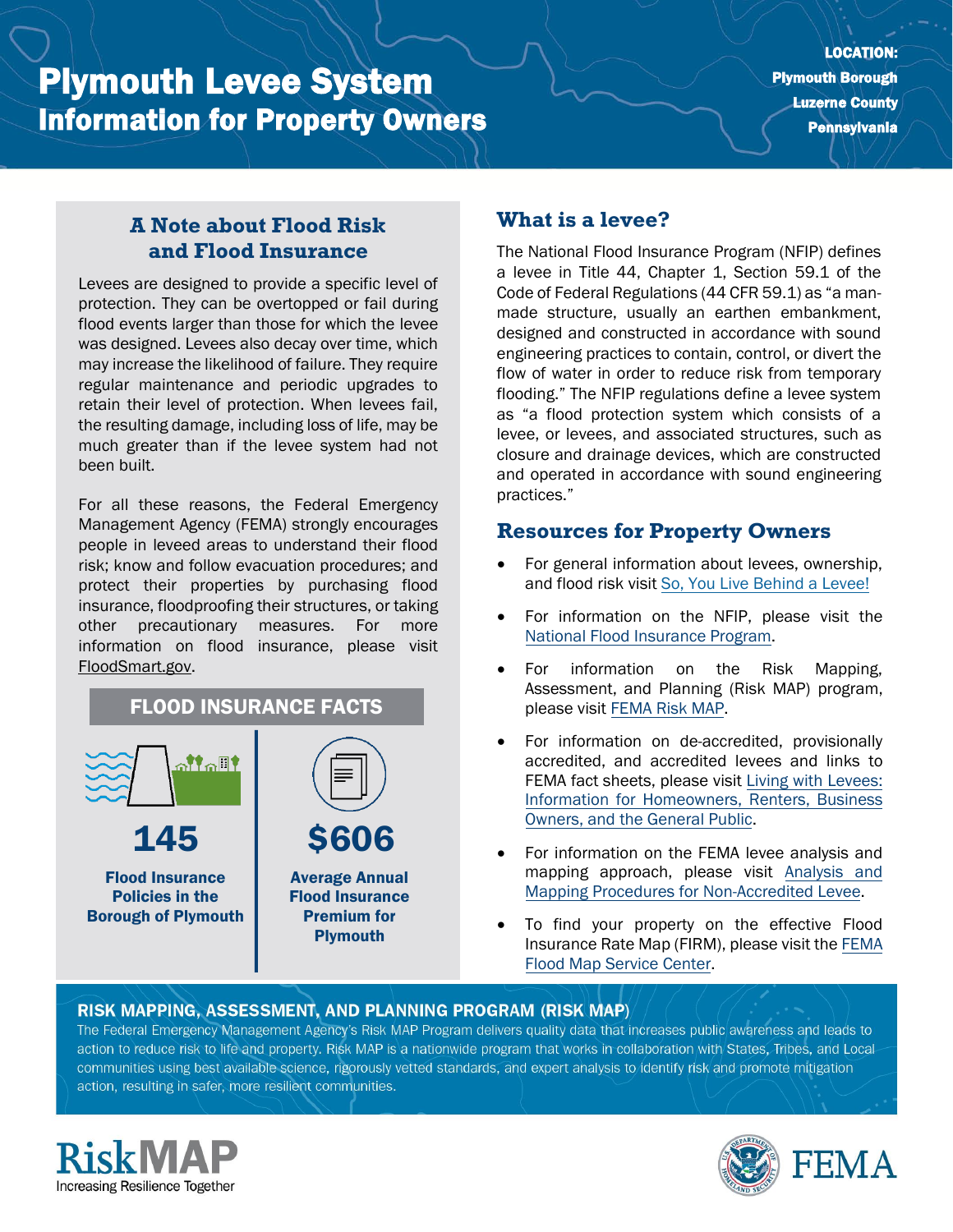# Plymouth Levee System
## Information for Property Owners

**LOCATION:**
**Plymouth Borough**
**Luzerne County**
**Pennsylvania**

### A Note about Flood Risk and Flood Insurance

Levees are designed to provide a specific level of protection. They can be overtopped or fail during flood events larger than those for which the levee was designed. Levees also decay over time, which may increase the likelihood of failure. They require regular maintenance and periodic upgrades to retain their level of protection. When levees fail, the resulting damage, including loss of life, may be much greater than if the levee system had not been built.

For all these reasons, the Federal Emergency Management Agency (FEMA) strongly encourages people in leveed areas to understand their flood risk; know and follow evacuation procedures; and protect their properties by purchasing flood insurance, floodproofing their structures, or taking other precautionary measures. For more information on flood insurance, please visit FloodSmart.gov.

### FLOOD INSURANCE FACTS

**145**

**Flood Insurance Policies in the Borough of Plymouth**

**$606**

**Average Annual Flood Insurance Premium for Plymouth**

### What is a levee?

The National Flood Insurance Program (NFIP) defines a levee in Title 44, Chapter 1, Section 59.1 of the Code of Federal Regulations (44 CFR 59.1) as "a man-made structure, usually an earthen embankment, designed and constructed in accordance with sound engineering practices to contain, control, or divert the flow of water in order to reduce risk from temporary flooding." The NFIP regulations define a levee system as "a flood protection system which consists of a levee, or levees, and associated structures, such as closure and drainage devices, which are constructed and operated in accordance with sound engineering practices."

### Resources for Property Owners

- For general information about levees, ownership, and flood risk visit So, You Live Behind a Levee!
- For information on the NFIP, please visit the National Flood Insurance Program.
- For information on the Risk Mapping, Assessment, and Planning (Risk MAP) program, please visit FEMA Risk MAP.
- For information on de-accredited, provisionally accredited, and accredited levees and links to FEMA fact sheets, please visit Living with Levees: Information for Homeowners, Renters, Business Owners, and the General Public.
- For information on the FEMA levee analysis and mapping approach, please visit Analysis and Mapping Procedures for Non-Accredited Levee.
- To find your property on the effective Flood Insurance Rate Map (FIRM), please visit the FEMA Flood Map Service Center.

### RISK MAPPING, ASSESSMENT, AND PLANNING PROGRAM (RISK MAP)

The Federal Emergency Management Agency's Risk MAP Program delivers quality data that increases public awareness and leads to action to reduce risk to life and property. Risk MAP is a nationwide program that works in collaboration with States, Tribes, and Local communities using best available science, rigorously vetted standards, and expert analysis to identify risk and promote mitigation action, resulting in safer, more resilient communities.

RiskMAP
Increasing Resilience Together

FEMA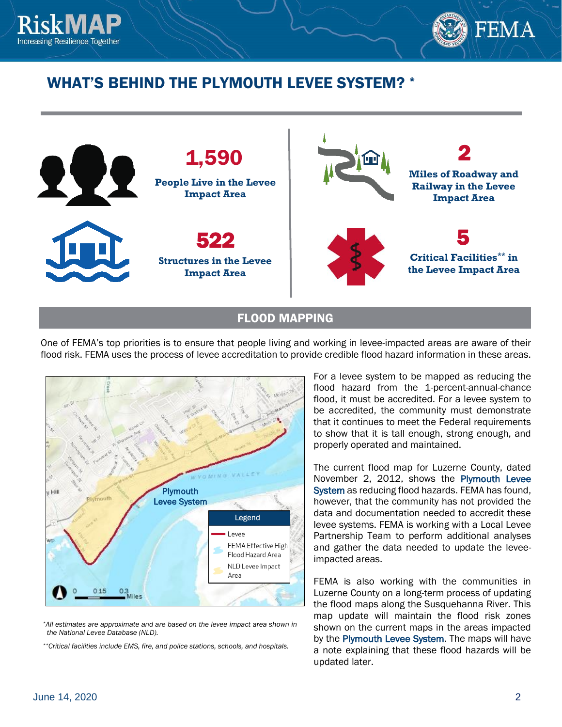# WHAT'S BEHIND THE PLYMOUTH LEVEE SYSTEM? *

**1,590**
**People Live in the Levee Impact Area**

**522**
**Structures in the Levee Impact Area**

**2**
**Miles of Roadway and Railway in the Levee Impact Area**

**5**
**Critical Facilities** in the Levee Impact Area**

## FLOOD MAPPING

One of FEMA's top priorities is to ensure that people living and working in levee-impacted areas are aware of their flood risk. FEMA uses the process of levee accreditation to provide credible flood hazard information in these areas.

Plymouth Levee System

Legend
Levee
FEMA Effective High Flood Hazard Area
NLD Levee Impact Area

0 0.15 0.3 Miles

*All estimates are approximate and are based on the levee impact area shown in the National Levee Database (NLD).*

***Critical facilities include EMS, fire, and police stations, schools, and hospitals.*

For a levee system to be mapped as reducing the flood hazard from the 1-percent-annual-chance flood, it must be accredited. For a levee system to be accredited, the community must demonstrate that it continues to meet the Federal requirements to show that it is tall enough, strong enough, and properly operated and maintained.

The current flood map for Luzerne County, dated November 2, 2012, shows the Plymouth Levee System as reducing flood hazards. FEMA has found, however, that the community has not provided the data and documentation needed to accredit these levee systems. FEMA is working with a Local Levee Partnership Team to perform additional analyses and gather the data needed to update the levee-impacted areas.

FEMA is also working with the communities in Luzerne County on a long-term process of updating the flood maps along the Susquehanna River. This map update will maintain the flood risk zones shown on the current maps in the areas impacted by the Plymouth Levee System. The maps will have a note explaining that these flood hazards will be updated later.

June 14, 2020